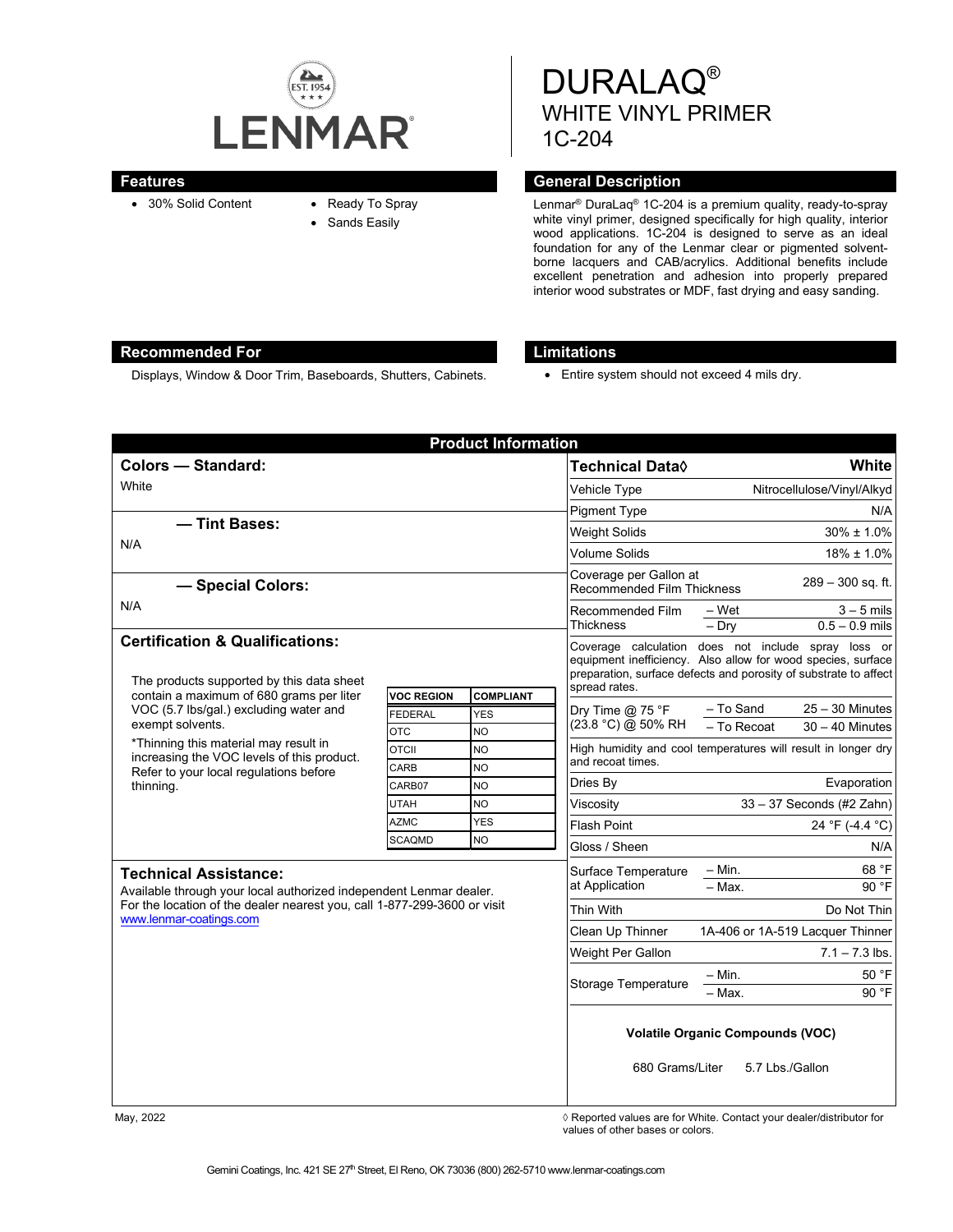# LENMAR

# DURALAQ®
## WHITE VINYL PRIMER
## 1C-204

### Features

- 30% Solid Content
- Ready To Spray
- Sands Easily

### General Description

Lenmar® DuraLaq® 1C-204 is a premium quality, ready-to-spray white vinyl primer, designed specifically for high quality, interior wood applications. 1C-204 is designed to serve as an ideal foundation for any of the Lenmar clear or pigmented solvent-borne lacquers and CAB/acrylics. Additional benefits include excellent penetration and adhesion into properly prepared interior wood substrates or MDF, fast drying and easy sanding.

### Recommended For

Displays, Window & Door Trim, Baseboards, Shutters, Cabinets.

### Limitations

- Entire system should not exceed 4 mils dry.

## Product Information

### Colors — Standard:

White

### — Tint Bases:

N/A

### — Special Colors:

N/A

### Certification & Qualifications:

The products supported by this data sheet contain a maximum of 680 grams per liter VOC (5.7 lbs/gal.) excluding water and exempt solvents.

*Thinning this material may result in increasing the VOC levels of this product. Refer to your local regulations before thinning.

| VOC REGION | COMPLIANT |
|---|---|
| FEDERAL | YES |
| OTC | NO |
| OTCII | NO |
| CARB | NO |
| CARB07 | NO |
| UTAH | NO |
| AZMC | YES |
| SCAQMD | NO |

### Technical Assistance:

Available through your local authorized independent Lenmar dealer. For the location of the dealer nearest you, call 1-877-299-3600 or visit www.lenmar-coatings.com

| Technical Data◊ | | White |
|---|---|---|
| Vehicle Type | | Nitrocellulose/Vinyl/Alkyd |
| Pigment Type | | N/A |
| Weight Solids | | 30% ± 1.0% |
| Volume Solids | | 18% ± 1.0% |
| Coverage per Gallon at Recommended Film Thickness | | 289 – 300 sq. ft. |
| Recommended Film Thickness | – Wet | 3 – 5 mils |
| | – Dry | 0.5 – 0.9 mils |
| Coverage calculation does not include spray loss or equipment inefficiency. Also allow for wood species, surface preparation, surface defects and porosity of substrate to affect spread rates. | | |
| Dry Time @ 75 °F (23.8 °C) @ 50% RH | – To Sand | 25 – 30 Minutes |
| | – To Recoat | 30 – 40 Minutes |
| High humidity and cool temperatures will result in longer dry and recoat times. | | |
| Dries By | | Evaporation |
| Viscosity | | 33 – 37 Seconds (#2 Zahn) |
| Flash Point | | 24 °F (-4.4 °C) |
| Gloss / Sheen | | N/A |
| Surface Temperature at Application | – Min. | 68 °F |
| | – Max. | 90 °F |
| Thin With | | Do Not Thin |
| Clean Up Thinner | | 1A-406 or 1A-519 Lacquer Thinner |
| Weight Per Gallon | | 7.1 – 7.3 lbs. |
| Storage Temperature | – Min. | 50 °F |
| | – Max. | 90 °F |

**Volatile Organic Compounds (VOC)**

680 Grams/Liter 5.7 Lbs./Gallon

May, 2022

◊ Reported values are for White. Contact your dealer/distributor for values of other bases or colors.

Gemini Coatings, Inc. 421 SE 27th Street, El Reno, OK 73036 (800) 262-5710 www.lenmar-coatings.com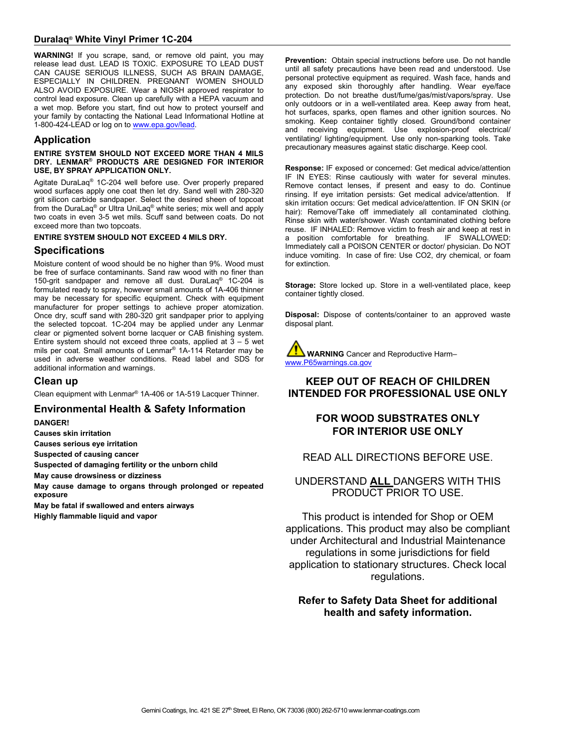**Duralaq® White Vinyl Primer 1C-204**

**WARNING!** If you scrape, sand, or remove old paint, you may release lead dust. LEAD IS TOXIC. EXPOSURE TO LEAD DUST CAN CAUSE SERIOUS ILLNESS, SUCH AS BRAIN DAMAGE, ESPECIALLY IN CHILDREN. PREGNANT WOMEN SHOULD ALSO AVOID EXPOSURE. Wear a NIOSH approved respirator to control lead exposure. Clean up carefully with a HEPA vacuum and a wet mop. Before you start, find out how to protect yourself and your family by contacting the National Lead Informational Hotline at 1-800-424-LEAD or log on to www.epa.gov/lead.

## Application

**ENTIRE SYSTEM SHOULD NOT EXCEED MORE THAN 4 MILS DRY. LENMAR® PRODUCTS ARE DESIGNED FOR INTERIOR USE, BY SPRAY APPLICATION ONLY.**

Agitate DuraLaq® 1C-204 well before use. Over properly prepared wood surfaces apply one coat then let dry. Sand well with 280-320 grit silicon carbide sandpaper. Select the desired sheen of topcoat from the DuraLaq® or Ultra UniLaq® white series; mix well and apply two coats in even 3-5 wet mils. Scuff sand between coats. Do not exceed more than two topcoats.

**ENTIRE SYSTEM SHOULD NOT EXCEED 4 MILS DRY.**

## Specifications

Moisture content of wood should be no higher than 9%. Wood must be free of surface contaminants. Sand raw wood with no finer than 150-grit sandpaper and remove all dust. DuraLaq® 1C-204 is formulated ready to spray, however small amounts of 1A-406 thinner may be necessary for specific equipment. Check with equipment manufacturer for proper settings to achieve proper atomization. Once dry, scuff sand with 280-320 grit sandpaper prior to applying the selected topcoat. 1C-204 may be applied under any Lenmar clear or pigmented solvent borne lacquer or CAB finishing system. Entire system should not exceed three coats, applied at 3 – 5 wet mils per coat. Small amounts of Lenmar® 1A-114 Retarder may be used in adverse weather conditions. Read label and SDS for additional information and warnings.

## Clean up

Clean equipment with Lenmar® 1A-406 or 1A-519 Lacquer Thinner.

## Environmental Health & Safety Information

**DANGER!**

**Causes skin irritation**

**Causes serious eye irritation**

**Suspected of causing cancer**

**Suspected of damaging fertility or the unborn child**

**May cause drowsiness or dizziness**

**May cause damage to organs through prolonged or repeated exposure**

**May be fatal if swallowed and enters airways**

**Highly flammable liquid and vapor**

**Prevention:** Obtain special instructions before use. Do not handle until all safety precautions have been read and understood. Use personal protective equipment as required. Wash face, hands and any exposed skin thoroughly after handling. Wear eye/face protection. Do not breathe dust/fume/gas/mist/vapors/spray. Use only outdoors or in a well-ventilated area. Keep away from heat, hot surfaces, sparks, open flames and other ignition sources. No smoking. Keep container tightly closed. Ground/bond container and receiving equipment. Use explosion-proof electrical/ ventilating/ lighting/equipment. Use only non-sparking tools. Take precautionary measures against static discharge. Keep cool.

**Response:** IF exposed or concerned: Get medical advice/attention IF IN EYES: Rinse cautiously with water for several minutes. Remove contact lenses, if present and easy to do. Continue rinsing. If eye irritation persists: Get medical advice/attention. If skin irritation occurs: Get medical advice/attention. IF ON SKIN (or hair): Remove/Take off immediately all contaminated clothing. Rinse skin with water/shower. Wash contaminated clothing before reuse. IF INHALED: Remove victim to fresh air and keep at rest in a position comfortable for breathing. IF SWALLOWED: Immediately call a POISON CENTER or doctor/ physician. Do NOT induce vomiting. In case of fire: Use CO2, dry chemical, or foam for extinction.

**Storage:** Store locked up. Store in a well-ventilated place, keep container tightly closed.

**Disposal:** Dispose of contents/container to an approved waste disposal plant.

**WARNING** Cancer and Reproductive Harm– www.P65warnings.ca.gov

**KEEP OUT OF REACH OF CHILDREN**
**INTENDED FOR PROFESSIONAL USE ONLY**

**FOR WOOD SUBSTRATES ONLY**
**FOR INTERIOR USE ONLY**

READ ALL DIRECTIONS BEFORE USE.

UNDERSTAND **ALL** DANGERS WITH THIS PRODUCT PRIOR TO USE.

This product is intended for Shop or OEM applications. This product may also be compliant under Architectural and Industrial Maintenance regulations in some jurisdictions for field application to stationary structures. Check local regulations.

**Refer to Safety Data Sheet for additional health and safety information.**

Gemini Coatings, Inc. 421 SE 27th Street, El Reno, OK 73036 (800) 262-5710 www.lenmar-coatings.com